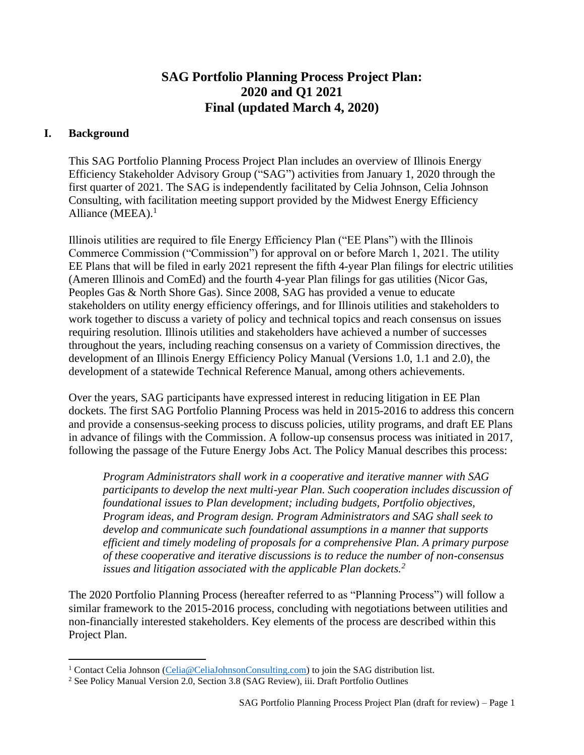# SAG Portfolio Planning Process Project Plan: 2020 and Q1 2021 Final (updated March 4, 2020)

## I. Background

This SAG Portfolio Planning Process Project Plan includes an overview of Illinois Energy Efficiency Stakeholder Advisory Group ("SAG") activities from January 1, 2020 through the first quarter of 2021. The SAG is independently facilitated by Celia Johnson, Celia Johnson Consulting, with facilitation meeting support provided by the Midwest Energy Efficiency Alliance (MEEA).[1]

Illinois utilities are required to file Energy Efficiency Plan ("EE Plans") with the Illinois Commerce Commission ("Commission") for approval on or before March 1, 2021. The utility EE Plans that will be filed in early 2021 represent the fifth 4-year Plan filings for electric utilities (Ameren Illinois and ComEd) and the fourth 4-year Plan filings for gas utilities (Nicor Gas, Peoples Gas & North Shore Gas). Since 2008, SAG has provided a venue to educate stakeholders on utility energy efficiency offerings, and for Illinois utilities and stakeholders to work together to discuss a variety of policy and technical topics and reach consensus on issues requiring resolution. Illinois utilities and stakeholders have achieved a number of successes throughout the years, including reaching consensus on a variety of Commission directives, the development of an Illinois Energy Efficiency Policy Manual (Versions 1.0, 1.1 and 2.0), the development of a statewide Technical Reference Manual, among others achievements.

Over the years, SAG participants have expressed interest in reducing litigation in EE Plan dockets. The first SAG Portfolio Planning Process was held in 2015-2016 to address this concern and provide a consensus-seeking process to discuss policies, utility programs, and draft EE Plans in advance of filings with the Commission. A follow-up consensus process was initiated in 2017, following the passage of the Future Energy Jobs Act. The Policy Manual describes this process:

> *Program Administrators shall work in a cooperative and iterative manner with SAG participants to develop the next multi-year Plan. Such cooperation includes discussion of foundational issues to Plan development; including budgets, Portfolio objectives, Program ideas, and Program design. Program Administrators and SAG shall seek to develop and communicate such foundational assumptions in a manner that supports efficient and timely modeling of proposals for a comprehensive Plan. A primary purpose of these cooperative and iterative discussions is to reduce the number of non-consensus issues and litigation associated with the applicable Plan dockets.*[2]

The 2020 Portfolio Planning Process (hereafter referred to as "Planning Process") will follow a similar framework to the 2015-2016 process, concluding with negotiations between utilities and non-financially interested stakeholders. Key elements of the process are described within this Project Plan.

---

[1] Contact Celia Johnson (Celia@CeliaJohnsonConsulting.com) to join the SAG distribution list.

[2] See Policy Manual Version 2.0, Section 3.8 (SAG Review), iii. Draft Portfolio Outlines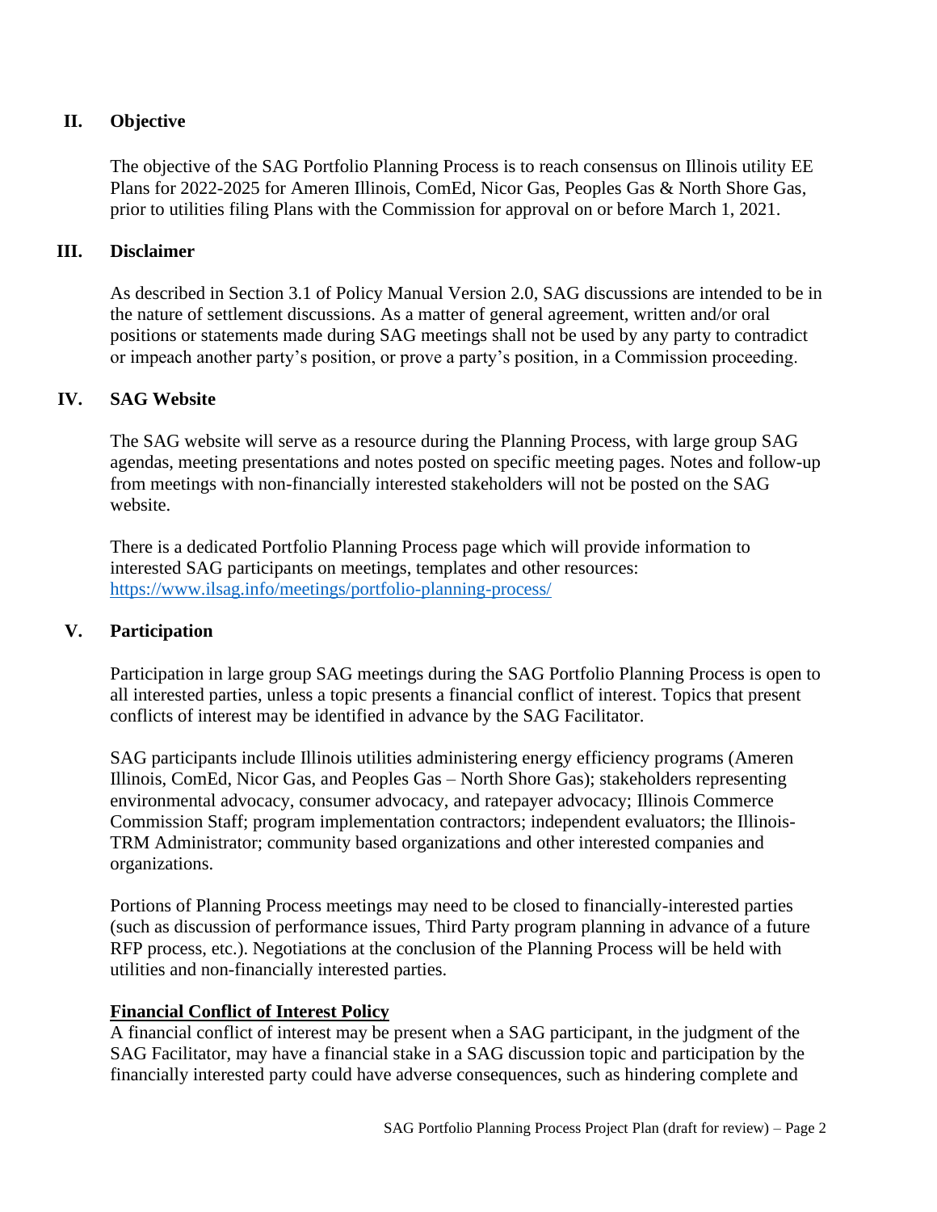## II. Objective

The objective of the SAG Portfolio Planning Process is to reach consensus on Illinois utility EE Plans for 2022-2025 for Ameren Illinois, ComEd, Nicor Gas, Peoples Gas & North Shore Gas, prior to utilities filing Plans with the Commission for approval on or before March 1, 2021.

## III. Disclaimer

As described in Section 3.1 of Policy Manual Version 2.0, SAG discussions are intended to be in the nature of settlement discussions. As a matter of general agreement, written and/or oral positions or statements made during SAG meetings shall not be used by any party to contradict or impeach another party's position, or prove a party's position, in a Commission proceeding.

## IV. SAG Website

The SAG website will serve as a resource during the Planning Process, with large group SAG agendas, meeting presentations and notes posted on specific meeting pages. Notes and follow-up from meetings with non-financially interested stakeholders will not be posted on the SAG website.

There is a dedicated Portfolio Planning Process page which will provide information to interested SAG participants on meetings, templates and other resources: https://www.ilsag.info/meetings/portfolio-planning-process/

## V. Participation

Participation in large group SAG meetings during the SAG Portfolio Planning Process is open to all interested parties, unless a topic presents a financial conflict of interest. Topics that present conflicts of interest may be identified in advance by the SAG Facilitator.

SAG participants include Illinois utilities administering energy efficiency programs (Ameren Illinois, ComEd, Nicor Gas, and Peoples Gas – North Shore Gas); stakeholders representing environmental advocacy, consumer advocacy, and ratepayer advocacy; Illinois Commerce Commission Staff; program implementation contractors; independent evaluators; the Illinois-TRM Administrator; community based organizations and other interested companies and organizations.

Portions of Planning Process meetings may need to be closed to financially-interested parties (such as discussion of performance issues, Third Party program planning in advance of a future RFP process, etc.). Negotiations at the conclusion of the Planning Process will be held with utilities and non-financially interested parties.

**Financial Conflict of Interest Policy**

A financial conflict of interest may be present when a SAG participant, in the judgment of the SAG Facilitator, may have a financial stake in a SAG discussion topic and participation by the financially interested party could have adverse consequences, such as hindering complete and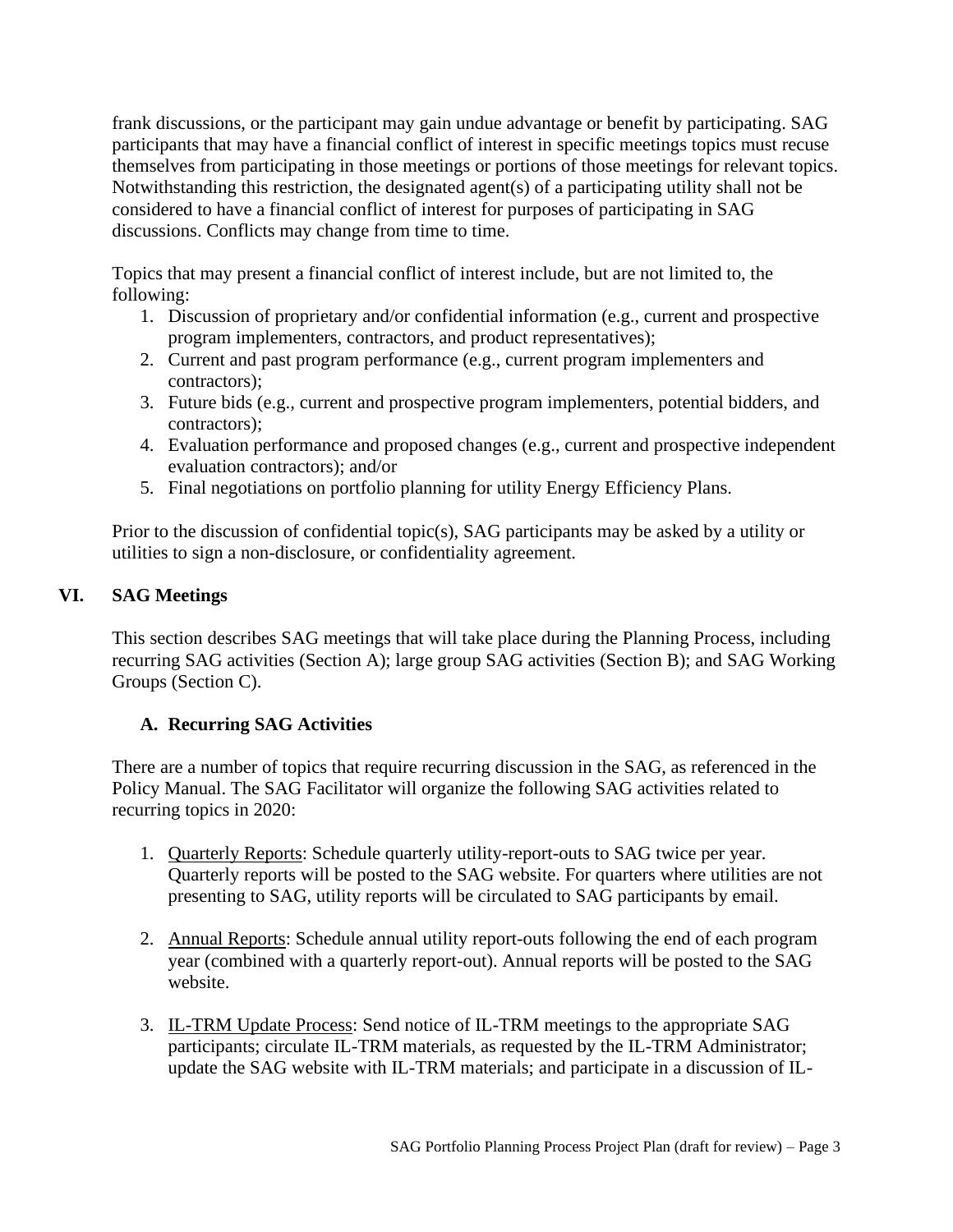frank discussions, or the participant may gain undue advantage or benefit by participating. SAG participants that may have a financial conflict of interest in specific meetings topics must recuse themselves from participating in those meetings or portions of those meetings for relevant topics. Notwithstanding this restriction, the designated agent(s) of a participating utility shall not be considered to have a financial conflict of interest for purposes of participating in SAG discussions. Conflicts may change from time to time.

Topics that may present a financial conflict of interest include, but are not limited to, the following:

1. Discussion of proprietary and/or confidential information (e.g., current and prospective program implementers, contractors, and product representatives);
2. Current and past program performance (e.g., current program implementers and contractors);
3. Future bids (e.g., current and prospective program implementers, potential bidders, and contractors);
4. Evaluation performance and proposed changes (e.g., current and prospective independent evaluation contractors); and/or
5. Final negotiations on portfolio planning for utility Energy Efficiency Plans.

Prior to the discussion of confidential topic(s), SAG participants may be asked by a utility or utilities to sign a non-disclosure, or confidentiality agreement.

## VI. SAG Meetings

This section describes SAG meetings that will take place during the Planning Process, including recurring SAG activities (Section A); large group SAG activities (Section B); and SAG Working Groups (Section C).

### A. Recurring SAG Activities

There are a number of topics that require recurring discussion in the SAG, as referenced in the Policy Manual. The SAG Facilitator will organize the following SAG activities related to recurring topics in 2020:

1. Quarterly Reports: Schedule quarterly utility-report-outs to SAG twice per year. Quarterly reports will be posted to the SAG website. For quarters where utilities are not presenting to SAG, utility reports will be circulated to SAG participants by email.

2. Annual Reports: Schedule annual utility report-outs following the end of each program year (combined with a quarterly report-out). Annual reports will be posted to the SAG website.

3. IL-TRM Update Process: Send notice of IL-TRM meetings to the appropriate SAG participants; circulate IL-TRM materials, as requested by the IL-TRM Administrator; update the SAG website with IL-TRM materials; and participate in a discussion of IL-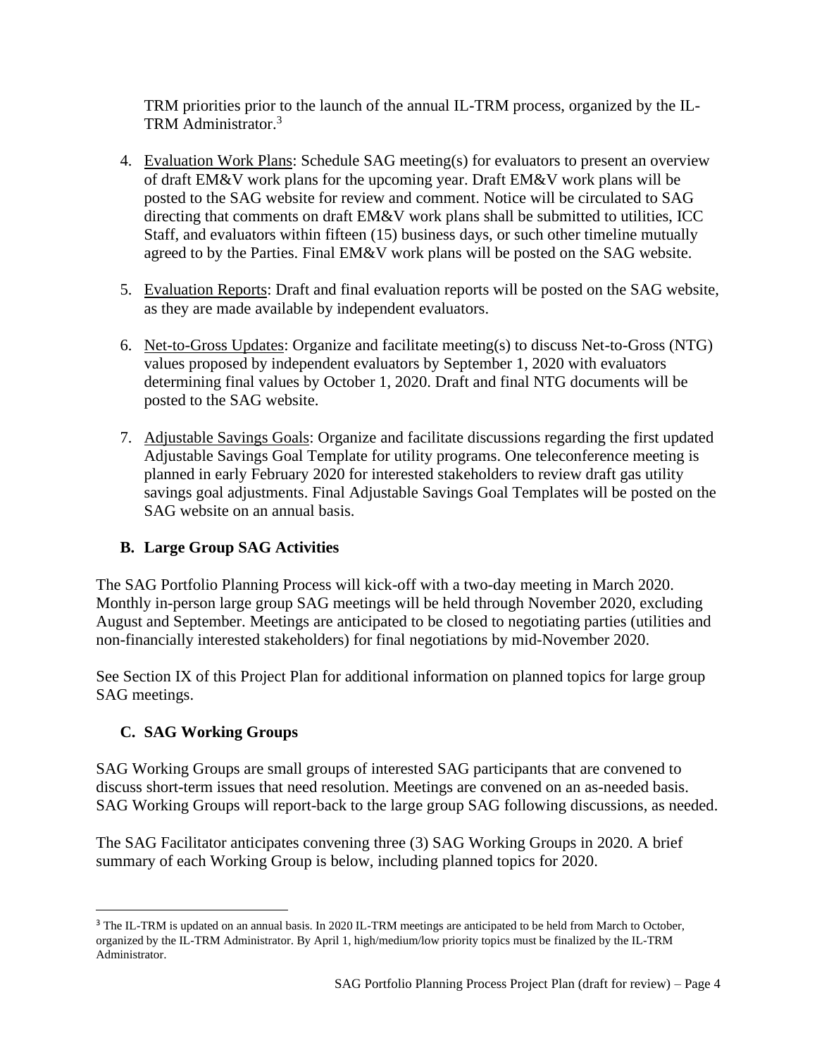TRM priorities prior to the launch of the annual IL-TRM process, organized by the IL-TRM Administrator.[3]

4. Evaluation Work Plans: Schedule SAG meeting(s) for evaluators to present an overview of draft EM&V work plans for the upcoming year. Draft EM&V work plans will be posted to the SAG website for review and comment. Notice will be circulated to SAG directing that comments on draft EM&V work plans shall be submitted to utilities, ICC Staff, and evaluators within fifteen (15) business days, or such other timeline mutually agreed to by the Parties. Final EM&V work plans will be posted on the SAG website.

5. Evaluation Reports: Draft and final evaluation reports will be posted on the SAG website, as they are made available by independent evaluators.

6. Net-to-Gross Updates: Organize and facilitate meeting(s) to discuss Net-to-Gross (NTG) values proposed by independent evaluators by September 1, 2020 with evaluators determining final values by October 1, 2020. Draft and final NTG documents will be posted to the SAG website.

7. Adjustable Savings Goals: Organize and facilitate discussions regarding the first updated Adjustable Savings Goal Template for utility programs. One teleconference meeting is planned in early February 2020 for interested stakeholders to review draft gas utility savings goal adjustments. Final Adjustable Savings Goal Templates will be posted on the SAG website on an annual basis.

### B. Large Group SAG Activities

The SAG Portfolio Planning Process will kick-off with a two-day meeting in March 2020. Monthly in-person large group SAG meetings will be held through November 2020, excluding August and September. Meetings are anticipated to be closed to negotiating parties (utilities and non-financially interested stakeholders) for final negotiations by mid-November 2020.

See Section IX of this Project Plan for additional information on planned topics for large group SAG meetings.

### C. SAG Working Groups

SAG Working Groups are small groups of interested SAG participants that are convened to discuss short-term issues that need resolution. Meetings are convened on an as-needed basis. SAG Working Groups will report-back to the large group SAG following discussions, as needed.

The SAG Facilitator anticipates convening three (3) SAG Working Groups in 2020. A brief summary of each Working Group is below, including planned topics for 2020.

---

[3] The IL-TRM is updated on an annual basis. In 2020 IL-TRM meetings are anticipated to be held from March to October, organized by the IL-TRM Administrator. By April 1, high/medium/low priority topics must be finalized by the IL-TRM Administrator.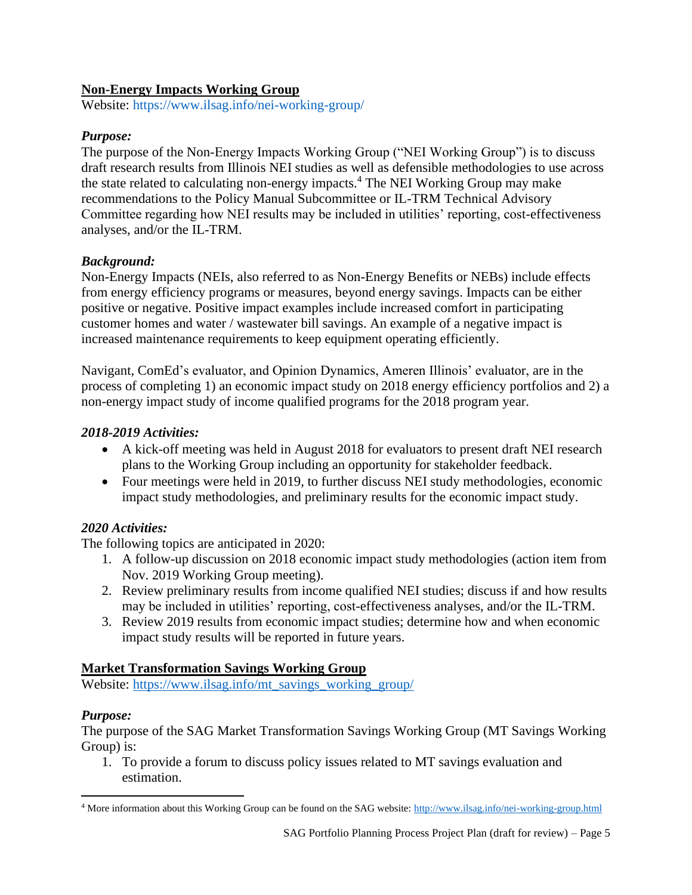## Non-Energy Impacts Working Group

Website: https://www.ilsag.info/nei-working-group/

### *Purpose:*

The purpose of the Non-Energy Impacts Working Group ("NEI Working Group") is to discuss draft research results from Illinois NEI studies as well as defensible methodologies to use across the state related to calculating non-energy impacts.[4] The NEI Working Group may make recommendations to the Policy Manual Subcommittee or IL-TRM Technical Advisory Committee regarding how NEI results may be included in utilities' reporting, cost-effectiveness analyses, and/or the IL-TRM.

### *Background:*

Non-Energy Impacts (NEIs, also referred to as Non-Energy Benefits or NEBs) include effects from energy efficiency programs or measures, beyond energy savings. Impacts can be either positive or negative. Positive impact examples include increased comfort in participating customer homes and water / wastewater bill savings. An example of a negative impact is increased maintenance requirements to keep equipment operating efficiently.

Navigant, ComEd's evaluator, and Opinion Dynamics, Ameren Illinois' evaluator, are in the process of completing 1) an economic impact study on 2018 energy efficiency portfolios and 2) a non-energy impact study of income qualified programs for the 2018 program year.

### *2018-2019 Activities:*

- A kick-off meeting was held in August 2018 for evaluators to present draft NEI research plans to the Working Group including an opportunity for stakeholder feedback.
- Four meetings were held in 2019, to further discuss NEI study methodologies, economic impact study methodologies, and preliminary results for the economic impact study.

### *2020 Activities:*

The following topics are anticipated in 2020:

1. A follow-up discussion on 2018 economic impact study methodologies (action item from Nov. 2019 Working Group meeting).
2. Review preliminary results from income qualified NEI studies; discuss if and how results may be included in utilities' reporting, cost-effectiveness analyses, and/or the IL-TRM.
3. Review 2019 results from economic impact studies; determine how and when economic impact study results will be reported in future years.

## Market Transformation Savings Working Group

Website: https://www.ilsag.info/mt_savings_working_group/

### *Purpose:*

The purpose of the SAG Market Transformation Savings Working Group (MT Savings Working Group) is:

1. To provide a forum to discuss policy issues related to MT savings evaluation and estimation.

---

[4] More information about this Working Group can be found on the SAG website: http://www.ilsag.info/nei-working-group.html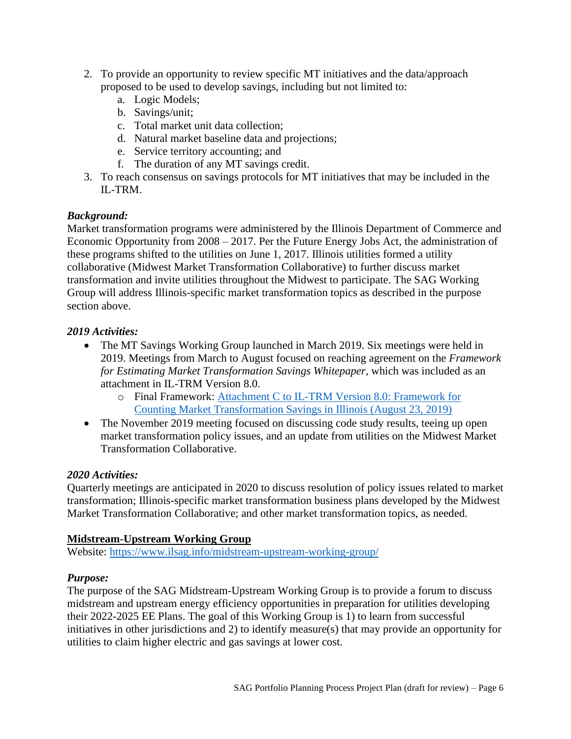2. To provide an opportunity to review specific MT initiatives and the data/approach proposed to be used to develop savings, including but not limited to:
   a. Logic Models;
   b. Savings/unit;
   c. Total market unit data collection;
   d. Natural market baseline data and projections;
   e. Service territory accounting; and
   f. The duration of any MT savings credit.
3. To reach consensus on savings protocols for MT initiatives that may be included in the IL-TRM.

***Background:***
Market transformation programs were administered by the Illinois Department of Commerce and Economic Opportunity from 2008 – 2017. Per the Future Energy Jobs Act, the administration of these programs shifted to the utilities on June 1, 2017. Illinois utilities formed a utility collaborative (Midwest Market Transformation Collaborative) to further discuss market transformation and invite utilities throughout the Midwest to participate. The SAG Working Group will address Illinois-specific market transformation topics as described in the purpose section above.

***2019 Activities:***

- The MT Savings Working Group launched in March 2019. Six meetings were held in 2019. Meetings from March to August focused on reaching agreement on the *Framework for Estimating Market Transformation Savings Whitepaper*, which was included as an attachment in IL-TRM Version 8.0.
  - Final Framework: [Attachment C to IL-TRM Version 8.0: Framework for Counting Market Transformation Savings in Illinois (August 23, 2019)]()
- The November 2019 meeting focused on discussing code study results, teeing up open market transformation policy issues, and an update from utilities on the Midwest Market Transformation Collaborative.

***2020 Activities:***
Quarterly meetings are anticipated in 2020 to discuss resolution of policy issues related to market transformation; Illinois-specific market transformation business plans developed by the Midwest Market Transformation Collaborative; and other market transformation topics, as needed.

**<u>Midstream-Upstream Working Group</u>**
Website: https://www.ilsag.info/midstream-upstream-working-group/

***Purpose:***
The purpose of the SAG Midstream-Upstream Working Group is to provide a forum to discuss midstream and upstream energy efficiency opportunities in preparation for utilities developing their 2022-2025 EE Plans. The goal of this Working Group is 1) to learn from successful initiatives in other jurisdictions and 2) to identify measure(s) that may provide an opportunity for utilities to claim higher electric and gas savings at lower cost.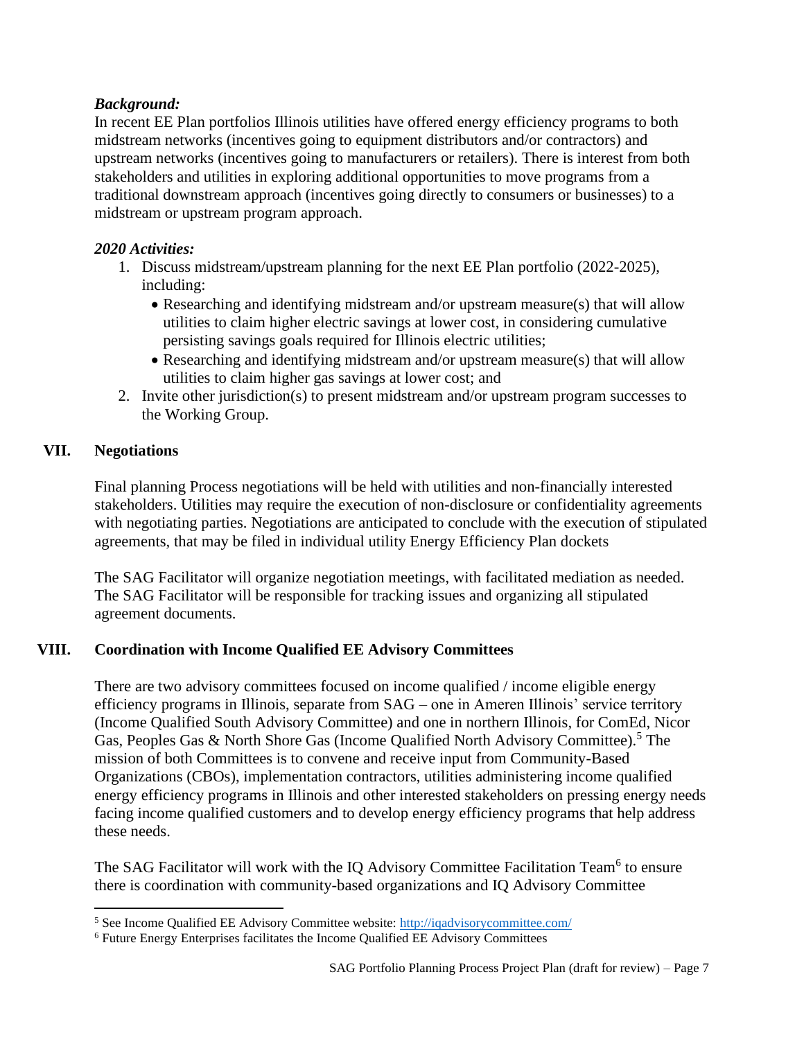***Background:***

In recent EE Plan portfolios Illinois utilities have offered energy efficiency programs to both midstream networks (incentives going to equipment distributors and/or contractors) and upstream networks (incentives going to manufacturers or retailers). There is interest from both stakeholders and utilities in exploring additional opportunities to move programs from a traditional downstream approach (incentives going directly to consumers or businesses) to a midstream or upstream program approach.

***2020 Activities:***

1. Discuss midstream/upstream planning for the next EE Plan portfolio (2022-2025), including:
   - Researching and identifying midstream and/or upstream measure(s) that will allow utilities to claim higher electric savings at lower cost, in considering cumulative persisting savings goals required for Illinois electric utilities;
   - Researching and identifying midstream and/or upstream measure(s) that will allow utilities to claim higher gas savings at lower cost; and
2. Invite other jurisdiction(s) to present midstream and/or upstream program successes to the Working Group.

## VII. Negotiations

Final planning Process negotiations will be held with utilities and non-financially interested stakeholders. Utilities may require the execution of non-disclosure or confidentiality agreements with negotiating parties. Negotiations are anticipated to conclude with the execution of stipulated agreements, that may be filed in individual utility Energy Efficiency Plan dockets

The SAG Facilitator will organize negotiation meetings, with facilitated mediation as needed. The SAG Facilitator will be responsible for tracking issues and organizing all stipulated agreement documents.

## VIII. Coordination with Income Qualified EE Advisory Committees

There are two advisory committees focused on income qualified / income eligible energy efficiency programs in Illinois, separate from SAG – one in Ameren Illinois' service territory (Income Qualified South Advisory Committee) and one in northern Illinois, for ComEd, Nicor Gas, Peoples Gas & North Shore Gas (Income Qualified North Advisory Committee).[5] The mission of both Committees is to convene and receive input from Community-Based Organizations (CBOs), implementation contractors, utilities administering income qualified energy efficiency programs in Illinois and other interested stakeholders on pressing energy needs facing income qualified customers and to develop energy efficiency programs that help address these needs.

The SAG Facilitator will work with the IQ Advisory Committee Facilitation Team[6] to ensure there is coordination with community-based organizations and IQ Advisory Committee

---

[5] See Income Qualified EE Advisory Committee website: http://iqadvisorycommittee.com/

[6] Future Energy Enterprises facilitates the Income Qualified EE Advisory Committees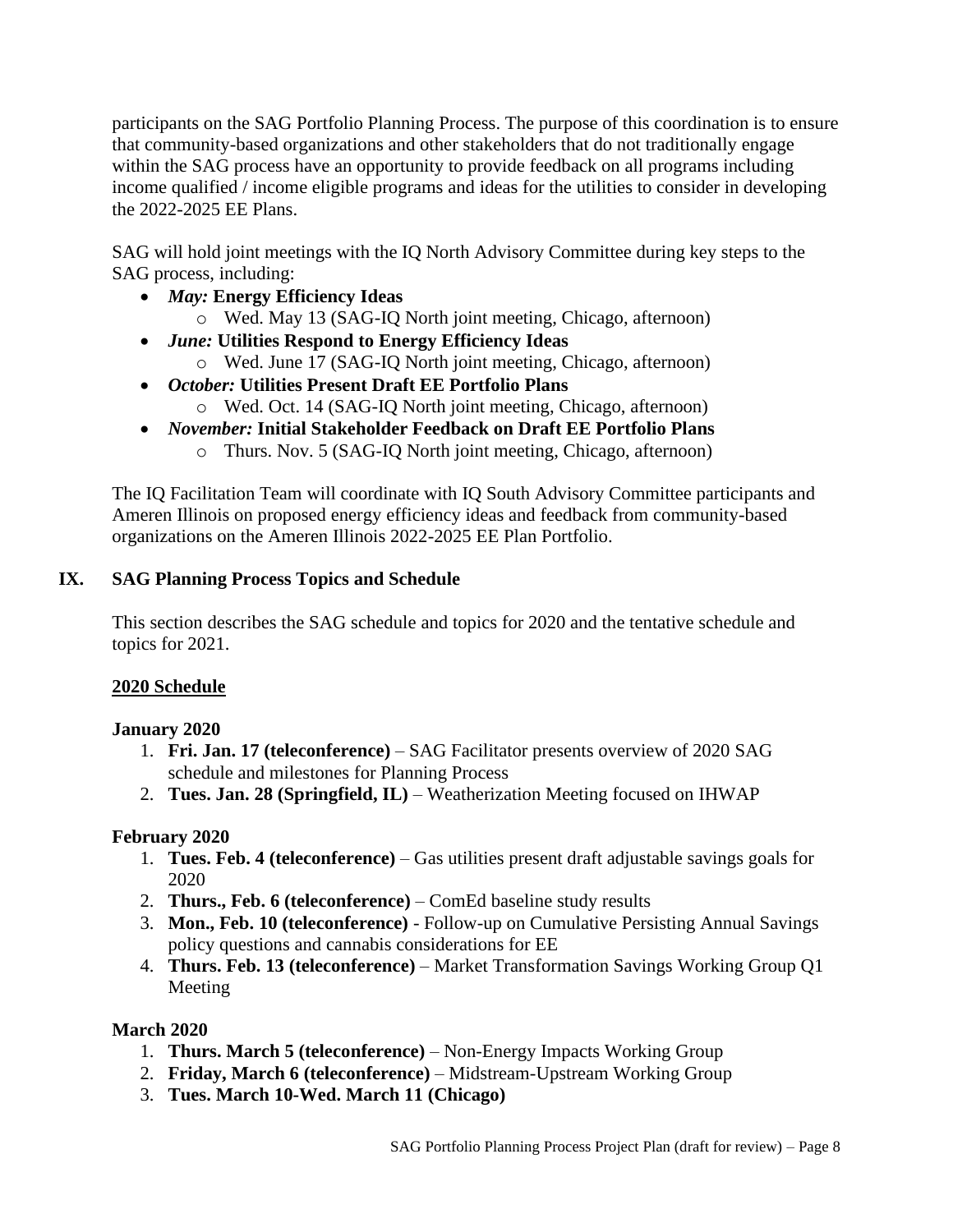participants on the SAG Portfolio Planning Process. The purpose of this coordination is to ensure that community-based organizations and other stakeholders that do not traditionally engage within the SAG process have an opportunity to provide feedback on all programs including income qualified / income eligible programs and ideas for the utilities to consider in developing the 2022-2025 EE Plans.

SAG will hold joint meetings with the IQ North Advisory Committee during key steps to the SAG process, including:

- ***May:*** **Energy Efficiency Ideas**
  - Wed. May 13 (SAG-IQ North joint meeting, Chicago, afternoon)
- ***June:*** **Utilities Respond to Energy Efficiency Ideas**
  - Wed. June 17 (SAG-IQ North joint meeting, Chicago, afternoon)
- ***October:*** **Utilities Present Draft EE Portfolio Plans**
  - Wed. Oct. 14 (SAG-IQ North joint meeting, Chicago, afternoon)
- ***November:*** **Initial Stakeholder Feedback on Draft EE Portfolio Plans**
  - Thurs. Nov. 5 (SAG-IQ North joint meeting, Chicago, afternoon)

The IQ Facilitation Team will coordinate with IQ South Advisory Committee participants and Ameren Illinois on proposed energy efficiency ideas and feedback from community-based organizations on the Ameren Illinois 2022-2025 EE Plan Portfolio.

## IX. SAG Planning Process Topics and Schedule

This section describes the SAG schedule and topics for 2020 and the tentative schedule and topics for 2021.

**2020 Schedule**

**January 2020**

1. **Fri. Jan. 17 (teleconference)** – SAG Facilitator presents overview of 2020 SAG schedule and milestones for Planning Process
2. **Tues. Jan. 28 (Springfield, IL)** – Weatherization Meeting focused on IHWAP

**February 2020**

1. **Tues. Feb. 4 (teleconference)** – Gas utilities present draft adjustable savings goals for 2020
2. **Thurs., Feb. 6 (teleconference)** – ComEd baseline study results
3. **Mon., Feb. 10 (teleconference)** - Follow-up on Cumulative Persisting Annual Savings policy questions and cannabis considerations for EE
4. **Thurs. Feb. 13 (teleconference)** – Market Transformation Savings Working Group Q1 Meeting

**March 2020**

1. **Thurs. March 5 (teleconference)** – Non-Energy Impacts Working Group
2. **Friday, March 6 (teleconference)** – Midstream-Upstream Working Group
3. **Tues. March 10-Wed. March 11 (Chicago)**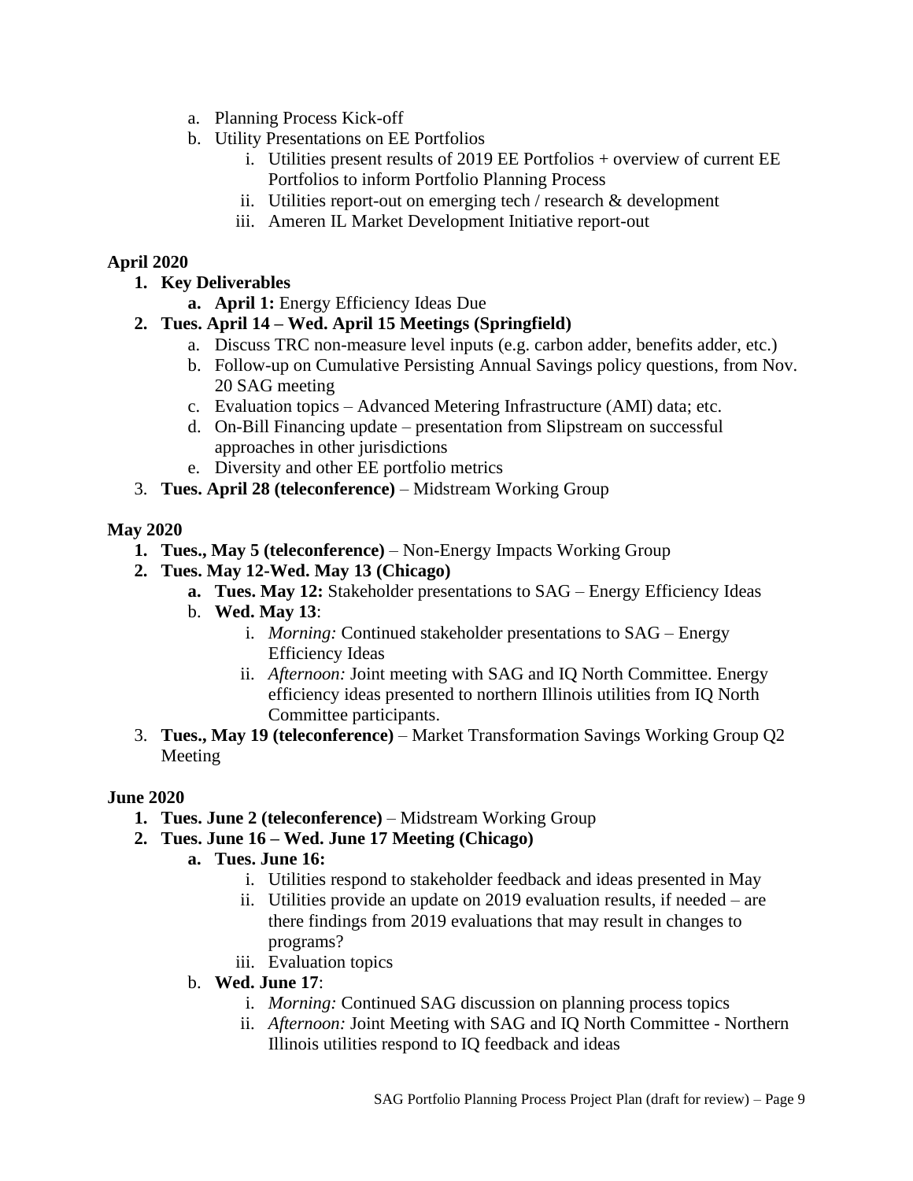a. Planning Process Kick-off
b. Utility Presentations on EE Portfolios
    i. Utilities present results of 2019 EE Portfolios + overview of current EE Portfolios to inform Portfolio Planning Process
    ii. Utilities report-out on emerging tech / research & development
    iii. Ameren IL Market Development Initiative report-out

**April 2020**

1. **Key Deliverables**
    a. **April 1:** Energy Efficiency Ideas Due
2. **Tues. April 14 – Wed. April 15 Meetings (Springfield)**
    a. Discuss TRC non-measure level inputs (e.g. carbon adder, benefits adder, etc.)
    b. Follow-up on Cumulative Persisting Annual Savings policy questions, from Nov. 20 SAG meeting
    c. Evaluation topics – Advanced Metering Infrastructure (AMI) data; etc.
    d. On-Bill Financing update – presentation from Slipstream on successful approaches in other jurisdictions
    e. Diversity and other EE portfolio metrics
3. **Tues. April 28 (teleconference)** – Midstream Working Group

**May 2020**

1. **Tues., May 5 (teleconference)** – Non-Energy Impacts Working Group
2. **Tues. May 12-Wed. May 13 (Chicago)**
    a. **Tues. May 12:** Stakeholder presentations to SAG – Energy Efficiency Ideas
    b. **Wed. May 13**:
        i. *Morning:* Continued stakeholder presentations to SAG – Energy Efficiency Ideas
        ii. *Afternoon:* Joint meeting with SAG and IQ North Committee. Energy efficiency ideas presented to northern Illinois utilities from IQ North Committee participants.
3. **Tues., May 19 (teleconference)** – Market Transformation Savings Working Group Q2 Meeting

**June 2020**

1. **Tues. June 2 (teleconference)** – Midstream Working Group
2. **Tues. June 16 – Wed. June 17 Meeting (Chicago)**
    a. **Tues. June 16:**
        i. Utilities respond to stakeholder feedback and ideas presented in May
        ii. Utilities provide an update on 2019 evaluation results, if needed – are there findings from 2019 evaluations that may result in changes to programs?
        iii. Evaluation topics
    b. **Wed. June 17**:
        i. *Morning:* Continued SAG discussion on planning process topics
        ii. *Afternoon:* Joint Meeting with SAG and IQ North Committee - Northern Illinois utilities respond to IQ feedback and ideas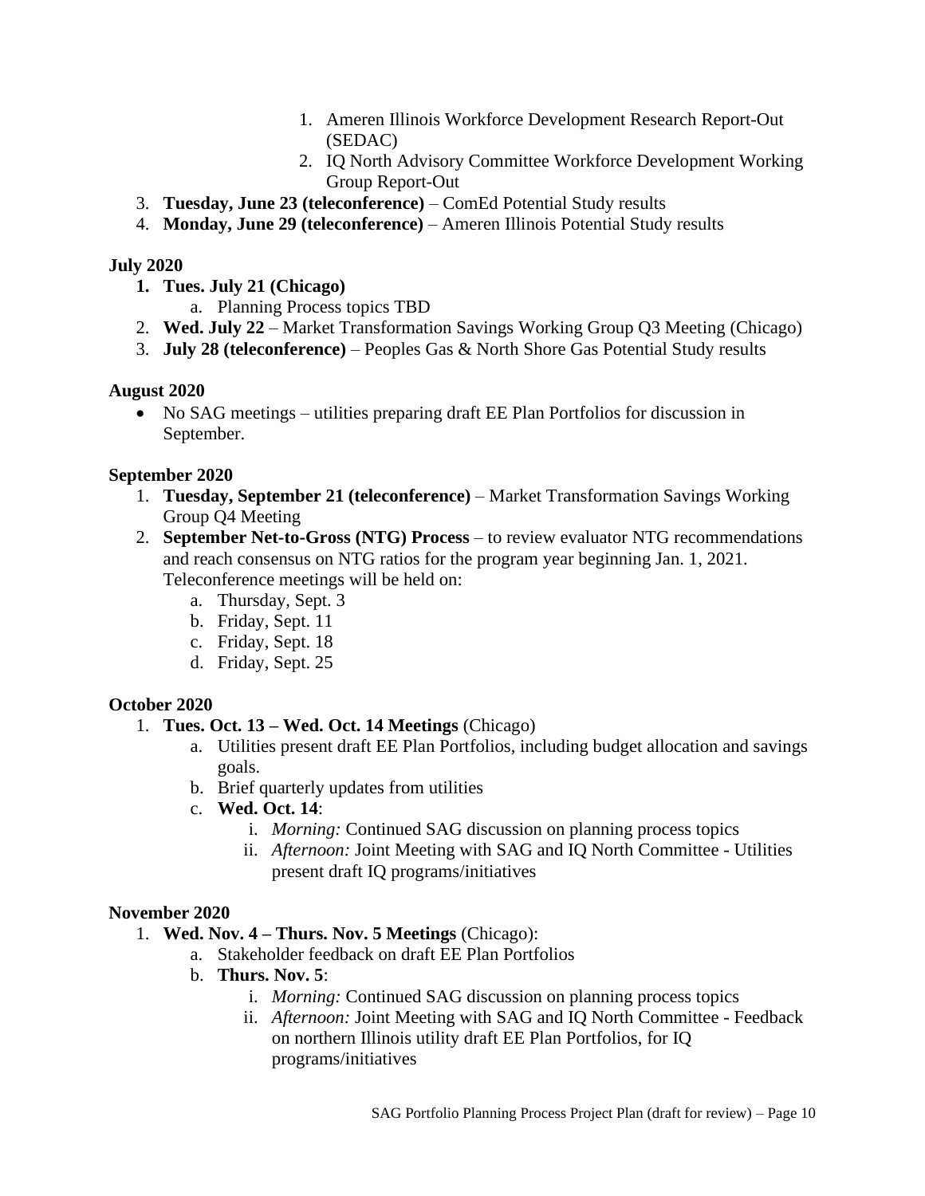1. Ameren Illinois Workforce Development Research Report-Out (SEDAC)
   2. IQ North Advisory Committee Workforce Development Working Group Report-Out
3. **Tuesday, June 23 (teleconference)** – ComEd Potential Study results
4. **Monday, June 29 (teleconference)** – Ameren Illinois Potential Study results

**July 2020**

1. **Tues. July 21 (Chicago)**
   a. Planning Process topics TBD
2. **Wed. July 22** – Market Transformation Savings Working Group Q3 Meeting (Chicago)
3. **July 28 (teleconference)** – Peoples Gas & North Shore Gas Potential Study results

**August 2020**

- No SAG meetings – utilities preparing draft EE Plan Portfolios for discussion in September.

**September 2020**

1. **Tuesday, September 21 (teleconference)** – Market Transformation Savings Working Group Q4 Meeting
2. **September Net-to-Gross (NTG) Process** – to review evaluator NTG recommendations and reach consensus on NTG ratios for the program year beginning Jan. 1, 2021. Teleconference meetings will be held on:
   a. Thursday, Sept. 3
   b. Friday, Sept. 11
   c. Friday, Sept. 18
   d. Friday, Sept. 25

**October 2020**

1. **Tues. Oct. 13 – Wed. Oct. 14 Meetings** (Chicago)
   a. Utilities present draft EE Plan Portfolios, including budget allocation and savings goals.
   b. Brief quarterly updates from utilities
   c. **Wed. Oct. 14**:
      i. *Morning:* Continued SAG discussion on planning process topics
      ii. *Afternoon:* Joint Meeting with SAG and IQ North Committee - Utilities present draft IQ programs/initiatives

**November 2020**

1. **Wed. Nov. 4 – Thurs. Nov. 5 Meetings** (Chicago):
   a. Stakeholder feedback on draft EE Plan Portfolios
   b. **Thurs. Nov. 5**:
      i. *Morning:* Continued SAG discussion on planning process topics
      ii. *Afternoon:* Joint Meeting with SAG and IQ North Committee - Feedback on northern Illinois utility draft EE Plan Portfolios, for IQ programs/initiatives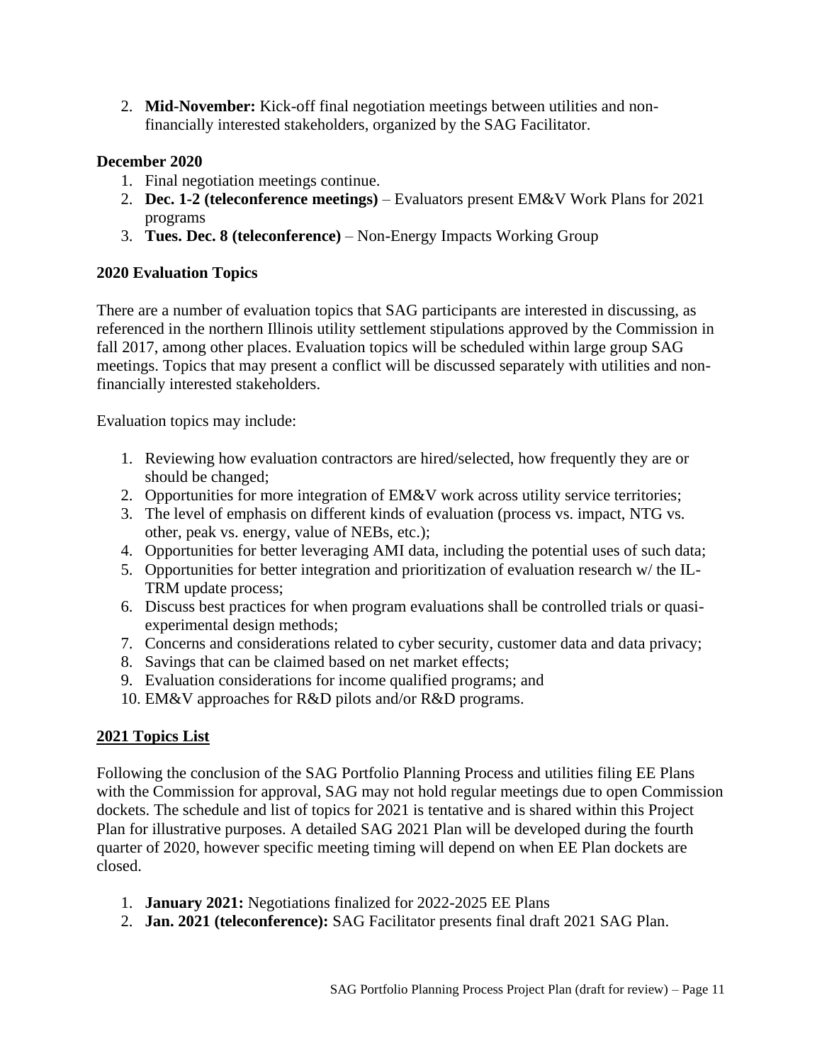2. **Mid-November:** Kick-off final negotiation meetings between utilities and non-financially interested stakeholders, organized by the SAG Facilitator.

**December 2020**

1. Final negotiation meetings continue.
2. **Dec. 1-2 (teleconference meetings)** – Evaluators present EM&V Work Plans for 2021 programs
3. **Tues. Dec. 8 (teleconference)** – Non-Energy Impacts Working Group

**2020 Evaluation Topics**

There are a number of evaluation topics that SAG participants are interested in discussing, as referenced in the northern Illinois utility settlement stipulations approved by the Commission in fall 2017, among other places. Evaluation topics will be scheduled within large group SAG meetings. Topics that may present a conflict will be discussed separately with utilities and non-financially interested stakeholders.

Evaluation topics may include:

1. Reviewing how evaluation contractors are hired/selected, how frequently they are or should be changed;
2. Opportunities for more integration of EM&V work across utility service territories;
3. The level of emphasis on different kinds of evaluation (process vs. impact, NTG vs. other, peak vs. energy, value of NEBs, etc.);
4. Opportunities for better leveraging AMI data, including the potential uses of such data;
5. Opportunities for better integration and prioritization of evaluation research w/ the IL-TRM update process;
6. Discuss best practices for when program evaluations shall be controlled trials or quasi-experimental design methods;
7. Concerns and considerations related to cyber security, customer data and data privacy;
8. Savings that can be claimed based on net market effects;
9. Evaluation considerations for income qualified programs; and
10. EM&V approaches for R&D pilots and/or R&D programs.

**2021 Topics List**

Following the conclusion of the SAG Portfolio Planning Process and utilities filing EE Plans with the Commission for approval, SAG may not hold regular meetings due to open Commission dockets. The schedule and list of topics for 2021 is tentative and is shared within this Project Plan for illustrative purposes. A detailed SAG 2021 Plan will be developed during the fourth quarter of 2020, however specific meeting timing will depend on when EE Plan dockets are closed.

1. **January 2021:** Negotiations finalized for 2022-2025 EE Plans
2. **Jan. 2021 (teleconference):** SAG Facilitator presents final draft 2021 SAG Plan.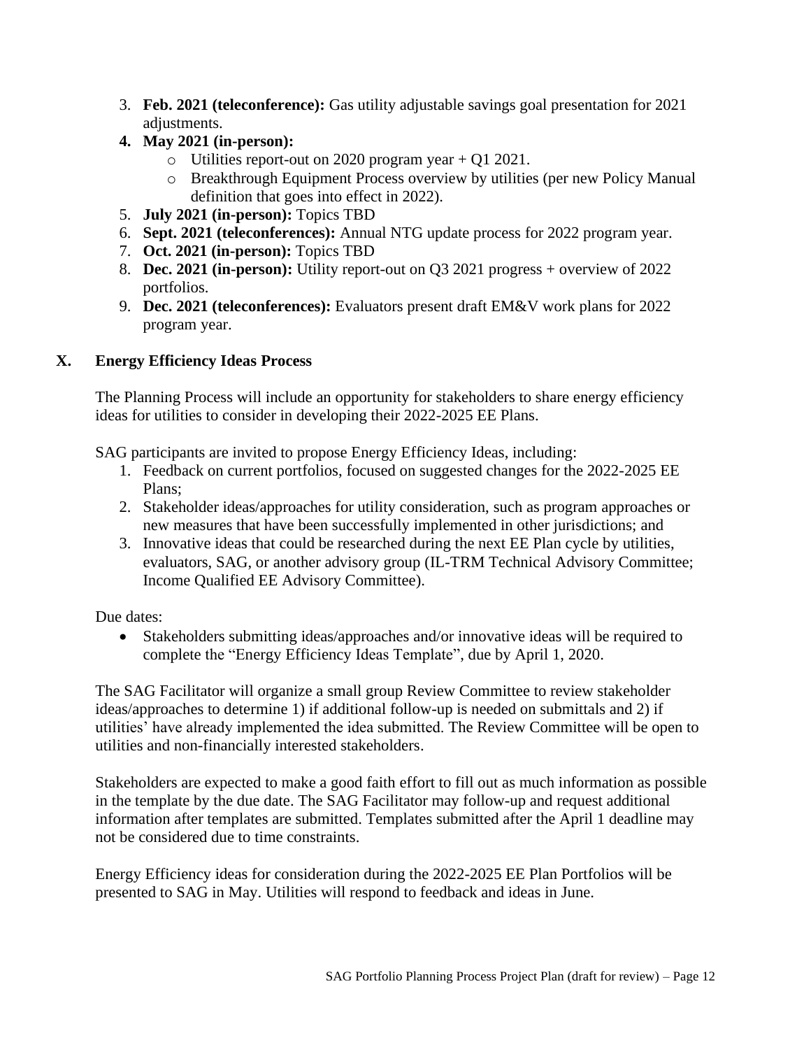3. **Feb. 2021 (teleconference):** Gas utility adjustable savings goal presentation for 2021 adjustments.
4. **May 2021 (in-person):**
    - Utilities report-out on 2020 program year + Q1 2021.
    - Breakthrough Equipment Process overview by utilities (per new Policy Manual definition that goes into effect in 2022).
5. **July 2021 (in-person):** Topics TBD
6. **Sept. 2021 (teleconferences):** Annual NTG update process for 2022 program year.
7. **Oct. 2021 (in-person):** Topics TBD
8. **Dec. 2021 (in-person):** Utility report-out on Q3 2021 progress + overview of 2022 portfolios.
9. **Dec. 2021 (teleconferences):** Evaluators present draft EM&V work plans for 2022 program year.

## X. Energy Efficiency Ideas Process

The Planning Process will include an opportunity for stakeholders to share energy efficiency ideas for utilities to consider in developing their 2022-2025 EE Plans.

SAG participants are invited to propose Energy Efficiency Ideas, including:

1. Feedback on current portfolios, focused on suggested changes for the 2022-2025 EE Plans;
2. Stakeholder ideas/approaches for utility consideration, such as program approaches or new measures that have been successfully implemented in other jurisdictions; and
3. Innovative ideas that could be researched during the next EE Plan cycle by utilities, evaluators, SAG, or another advisory group (IL-TRM Technical Advisory Committee; Income Qualified EE Advisory Committee).

Due dates:

- Stakeholders submitting ideas/approaches and/or innovative ideas will be required to complete the "Energy Efficiency Ideas Template", due by April 1, 2020.

The SAG Facilitator will organize a small group Review Committee to review stakeholder ideas/approaches to determine 1) if additional follow-up is needed on submittals and 2) if utilities' have already implemented the idea submitted. The Review Committee will be open to utilities and non-financially interested stakeholders.

Stakeholders are expected to make a good faith effort to fill out as much information as possible in the template by the due date. The SAG Facilitator may follow-up and request additional information after templates are submitted. Templates submitted after the April 1 deadline may not be considered due to time constraints.

Energy Efficiency ideas for consideration during the 2022-2025 EE Plan Portfolios will be presented to SAG in May. Utilities will respond to feedback and ideas in June.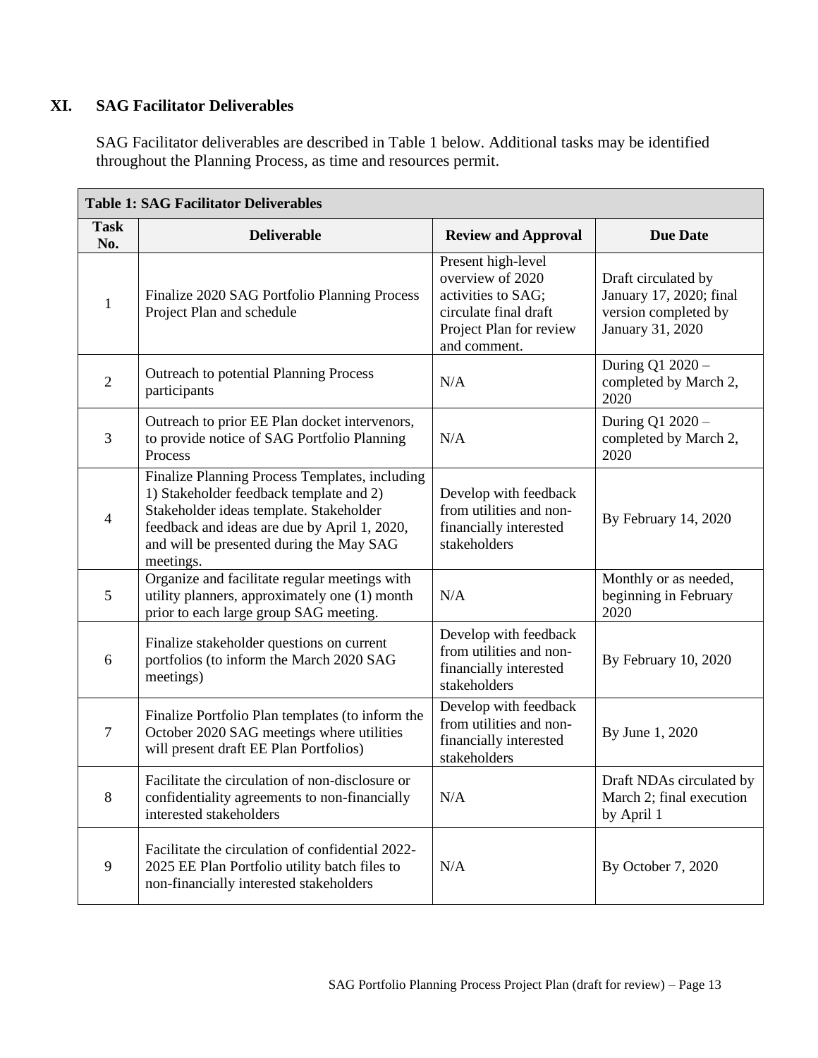## XI. SAG Facilitator Deliverables

SAG Facilitator deliverables are described in Table 1 below. Additional tasks may be identified throughout the Planning Process, as time and resources permit.

| Table 1: SAG Facilitator Deliverables | | | |
|---|---|---|---|
| **Task No.** | **Deliverable** | **Review and Approval** | **Due Date** |
| 1 | Finalize 2020 SAG Portfolio Planning Process Project Plan and schedule | Present high-level overview of 2020 activities to SAG; circulate final draft Project Plan for review and comment. | Draft circulated by January 17, 2020; final version completed by January 31, 2020 |
| 2 | Outreach to potential Planning Process participants | N/A | During Q1 2020 – completed by March 2, 2020 |
| 3 | Outreach to prior EE Plan docket intervenors, to provide notice of SAG Portfolio Planning Process | N/A | During Q1 2020 – completed by March 2, 2020 |
| 4 | Finalize Planning Process Templates, including 1) Stakeholder feedback template and 2) Stakeholder ideas template. Stakeholder feedback and ideas are due by April 1, 2020, and will be presented during the May SAG meetings. | Develop with feedback from utilities and non-financially interested stakeholders | By February 14, 2020 |
| 5 | Organize and facilitate regular meetings with utility planners, approximately one (1) month prior to each large group SAG meeting. | N/A | Monthly or as needed, beginning in February 2020 |
| 6 | Finalize stakeholder questions on current portfolios (to inform the March 2020 SAG meetings) | Develop with feedback from utilities and non-financially interested stakeholders | By February 10, 2020 |
| 7 | Finalize Portfolio Plan templates (to inform the October 2020 SAG meetings where utilities will present draft EE Plan Portfolios) | Develop with feedback from utilities and non-financially interested stakeholders | By June 1, 2020 |
| 8 | Facilitate the circulation of non-disclosure or confidentiality agreements to non-financially interested stakeholders | N/A | Draft NDAs circulated by March 2; final execution by April 1 |
| 9 | Facilitate the circulation of confidential 2022-2025 EE Plan Portfolio utility batch files to non-financially interested stakeholders | N/A | By October 7, 2020 |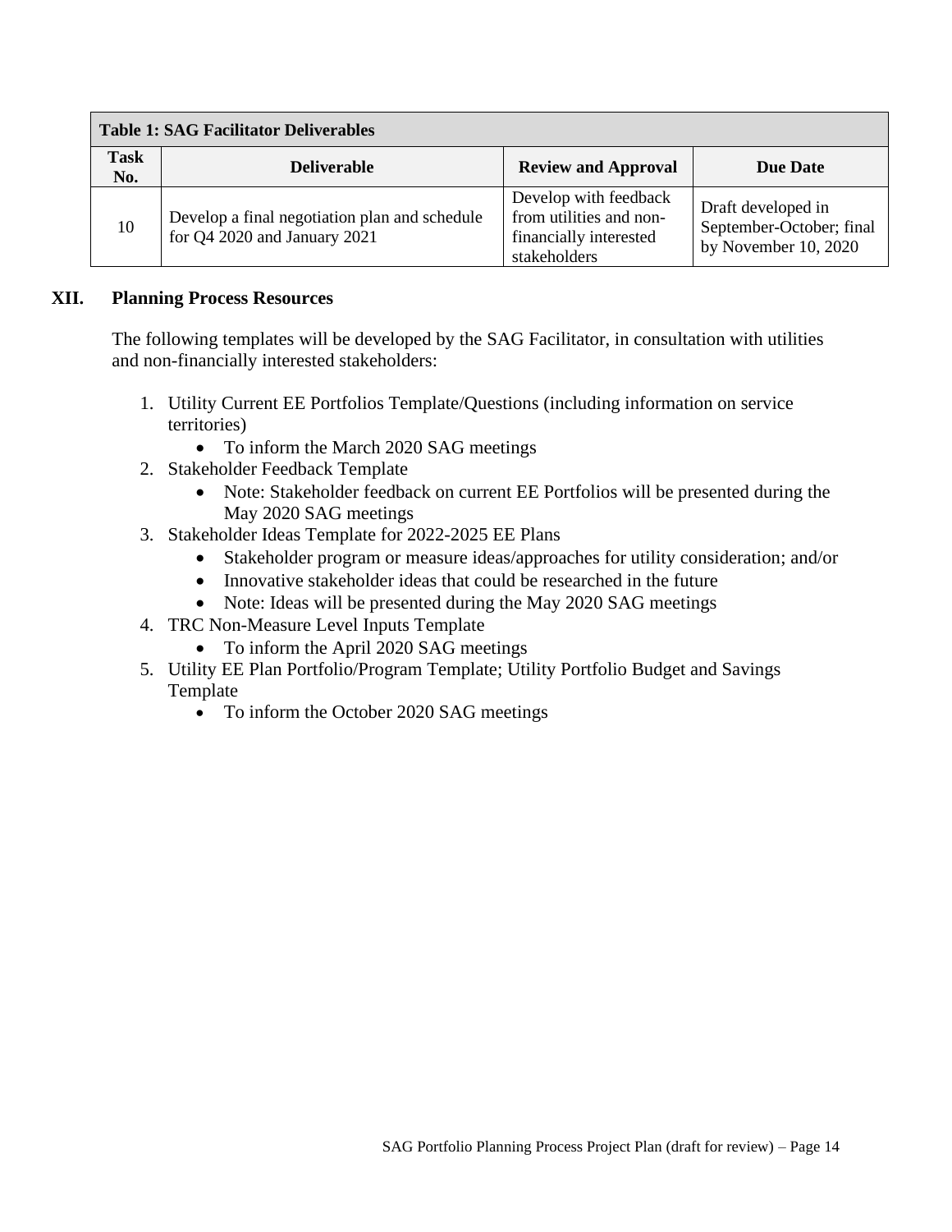| Table 1: SAG Facilitator Deliverables | | | |
|---|---|---|---|
| **Task No.** | **Deliverable** | **Review and Approval** | **Due Date** |
| 10 | Develop a final negotiation plan and schedule for Q4 2020 and January 2021 | Develop with feedback from utilities and non-financially interested stakeholders | Draft developed in September-October; final by November 10, 2020 |

## XII. Planning Process Resources

The following templates will be developed by the SAG Facilitator, in consultation with utilities and non-financially interested stakeholders:

1. Utility Current EE Portfolios Template/Questions (including information on service territories)
   - To inform the March 2020 SAG meetings
2. Stakeholder Feedback Template
   - Note: Stakeholder feedback on current EE Portfolios will be presented during the May 2020 SAG meetings
3. Stakeholder Ideas Template for 2022-2025 EE Plans
   - Stakeholder program or measure ideas/approaches for utility consideration; and/or
   - Innovative stakeholder ideas that could be researched in the future
   - Note: Ideas will be presented during the May 2020 SAG meetings
4. TRC Non-Measure Level Inputs Template
   - To inform the April 2020 SAG meetings
5. Utility EE Plan Portfolio/Program Template; Utility Portfolio Budget and Savings Template
   - To inform the October 2020 SAG meetings